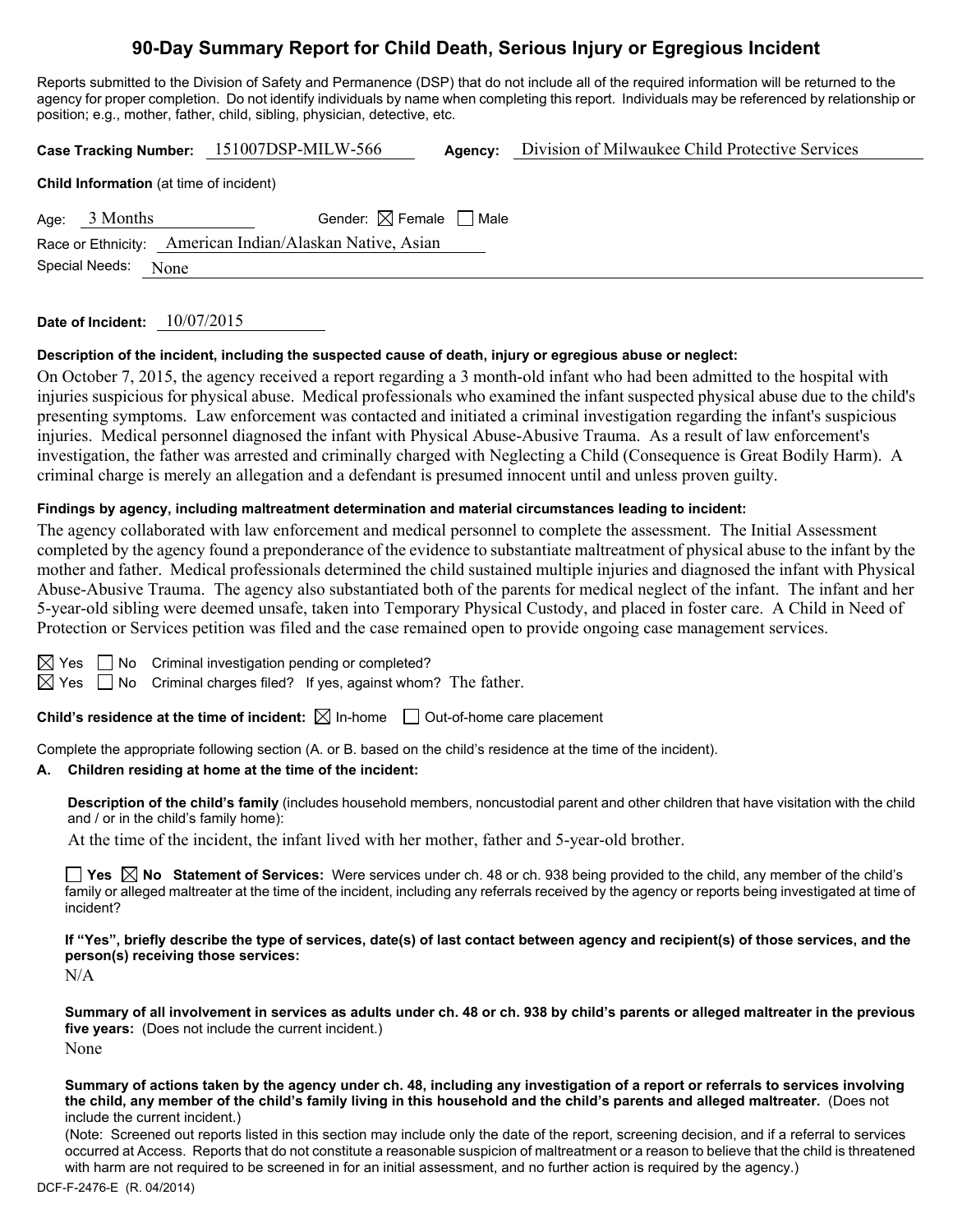# 90-Day Summary Report for Child Death, Serious Injury or Egregious Incident

Reports submitted to the Division of Safety and Permanence (DSP) that do not include all of the required information will be returned to the agency for proper completion. Do not identify individuals by name when completing this report. Individuals may be referenced by relationship or position; e.g., mother, father, child, sibling, physician, detective, etc.

**Case Tracking Number:** 151007DSP-MILW-566 **Agency:** Division of Milwaukee Child Protective Services

**Child Information** (at time of incident)

Age: 3 Months Gender: ☒ Female ☐ Male

Race or Ethnicity: American Indian/Alaskan Native, Asian

Special Needs: None

**Date of Incident:** 10/07/2015

**Description of the incident, including the suspected cause of death, injury or egregious abuse or neglect:**

On October 7, 2015, the agency received a report regarding a 3 month-old infant who had been admitted to the hospital with injuries suspicious for physical abuse. Medical professionals who examined the infant suspected physical abuse due to the child's presenting symptoms. Law enforcement was contacted and initiated a criminal investigation regarding the infant's suspicious injuries. Medical personnel diagnosed the infant with Physical Abuse-Abusive Trauma. As a result of law enforcement's investigation, the father was arrested and criminally charged with Neglecting a Child (Consequence is Great Bodily Harm). A criminal charge is merely an allegation and a defendant is presumed innocent until and unless proven guilty.

**Findings by agency, including maltreatment determination and material circumstances leading to incident:**

The agency collaborated with law enforcement and medical personnel to complete the assessment. The Initial Assessment completed by the agency found a preponderance of the evidence to substantiate maltreatment of physical abuse to the infant by the mother and father. Medical professionals determined the child sustained multiple injuries and diagnosed the infant with Physical Abuse-Abusive Trauma. The agency also substantiated both of the parents for medical neglect of the infant. The infant and her 5-year-old sibling were deemed unsafe, taken into Temporary Physical Custody, and placed in foster care. A Child in Need of Protection or Services petition was filed and the case remained open to provide ongoing case management services.

☒ Yes ☐ No Criminal investigation pending or completed?

☒ Yes ☐ No Criminal charges filed? If yes, against whom? The father.

**Child's residence at the time of incident:** ☒ In-home ☐ Out-of-home care placement

Complete the appropriate following section (A. or B. based on the child's residence at the time of the incident).

**A. Children residing at home at the time of the incident:**

**Description of the child's family** (includes household members, noncustodial parent and other children that have visitation with the child and / or in the child's family home):

At the time of the incident, the infant lived with her mother, father and 5-year-old brother.

☐ **Yes** ☒ **No Statement of Services:** Were services under ch. 48 or ch. 938 being provided to the child, any member of the child's family or alleged maltreater at the time of the incident, including any referrals received by the agency or reports being investigated at time of incident?

**If "Yes", briefly describe the type of services, date(s) of last contact between agency and recipient(s) of those services, and the person(s) receiving those services:**

N/A

**Summary of all involvement in services as adults under ch. 48 or ch. 938 by child's parents or alleged maltreater in the previous five years:** (Does not include the current incident.)

None

**Summary of actions taken by the agency under ch. 48, including any investigation of a report or referrals to services involving the child, any member of the child's family living in this household and the child's parents and alleged maltreater.** (Does not include the current incident.)

(Note: Screened out reports listed in this section may include only the date of the report, screening decision, and if a referral to services occurred at Access. Reports that do not constitute a reasonable suspicion of maltreatment or a reason to believe that the child is threatened with harm are not required to be screened in for an initial assessment, and no further action is required by the agency.)

DCF-F-2476-E (R. 04/2014)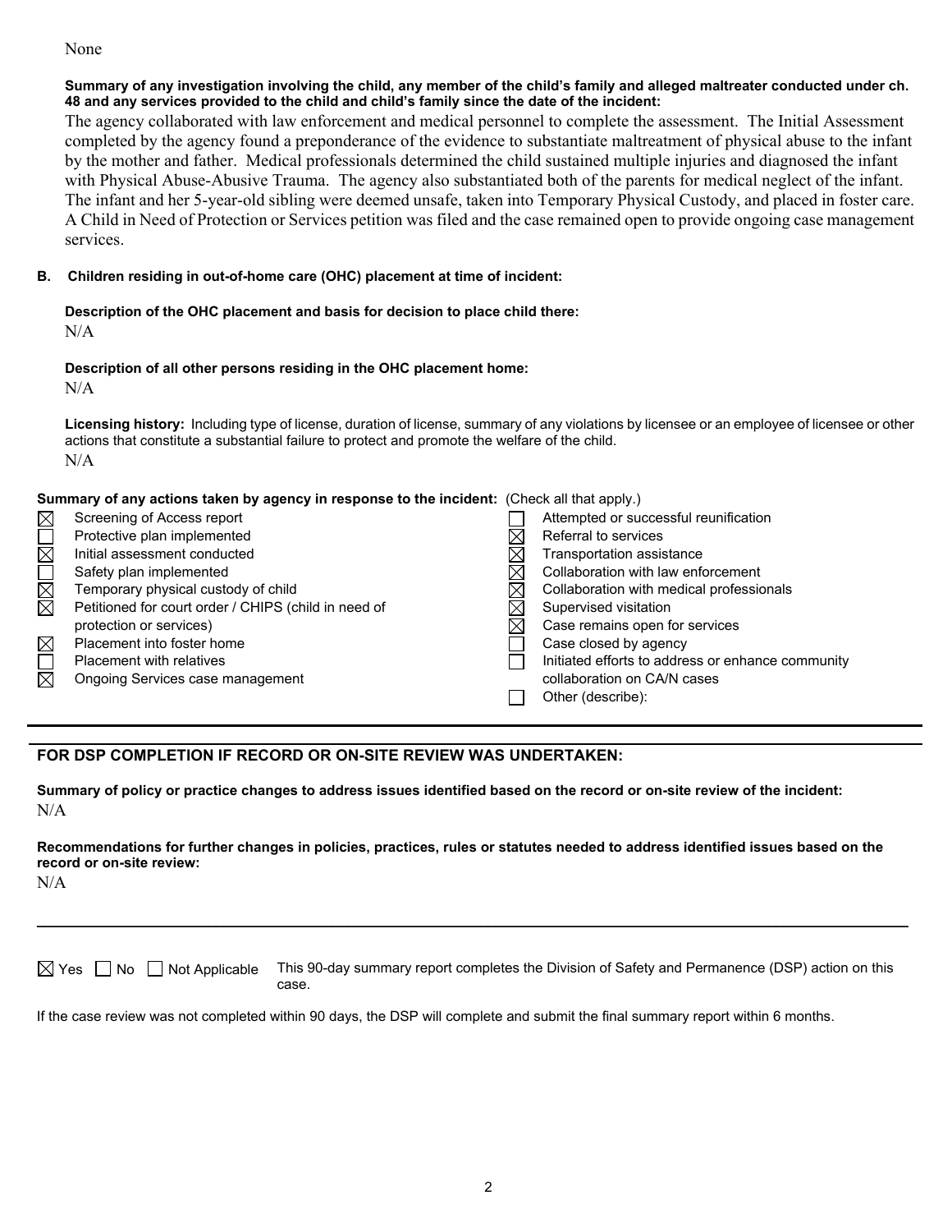None

**Summary of any investigation involving the child, any member of the child's family and alleged maltreater conducted under ch. 48 and any services provided to the child and child's family since the date of the incident:**

The agency collaborated with law enforcement and medical personnel to complete the assessment. The Initial Assessment completed by the agency found a preponderance of the evidence to substantiate maltreatment of physical abuse to the infant by the mother and father. Medical professionals determined the child sustained multiple injuries and diagnosed the infant with Physical Abuse-Abusive Trauma. The agency also substantiated both of the parents for medical neglect of the infant. The infant and her 5-year-old sibling were deemed unsafe, taken into Temporary Physical Custody, and placed in foster care. A Child in Need of Protection or Services petition was filed and the case remained open to provide ongoing case management services.

**B. Children residing in out-of-home care (OHC) placement at time of incident:**

**Description of the OHC placement and basis for decision to place child there:**

N/A

**Description of all other persons residing in the OHC placement home:**

N/A

**Licensing history:** Including type of license, duration of license, summary of any violations by licensee or an employee of licensee or other actions that constitute a substantial failure to protect and promote the welfare of the child.

N/A

**Summary of any actions taken by agency in response to the incident:** (Check all that apply.)

- ☒ Screening of Access report
- ☐ Protective plan implemented
- ☒ Initial assessment conducted
- ☐ Safety plan implemented
- ☒ Temporary physical custody of child
- ☒ Petitioned for court order / CHIPS (child in need of protection or services)
- ☒ Placement into foster home
- ☐ Placement with relatives
- ☒ Ongoing Services case management
- ☐ Attempted or successful reunification
- ☒ Referral to services
- ☒ Transportation assistance
- ☒ Collaboration with law enforcement
- ☒ Collaboration with medical professionals
- ☒ Supervised visitation
- ☒ Case remains open for services
- ☐ Case closed by agency
- ☐ Initiated efforts to address or enhance community collaboration on CA/N cases
- ☐ Other (describe):

---

## FOR DSP COMPLETION IF RECORD OR ON-SITE REVIEW WAS UNDERTAKEN:

**Summary of policy or practice changes to address issues identified based on the record or on-site review of the incident:**

N/A

**Recommendations for further changes in policies, practices, rules or statutes needed to address identified issues based on the record or on-site review:**

N/A

---

☒ Yes ☐ No ☐ Not Applicable This 90-day summary report completes the Division of Safety and Permanence (DSP) action on this case.

If the case review was not completed within 90 days, the DSP will complete and submit the final summary report within 6 months.